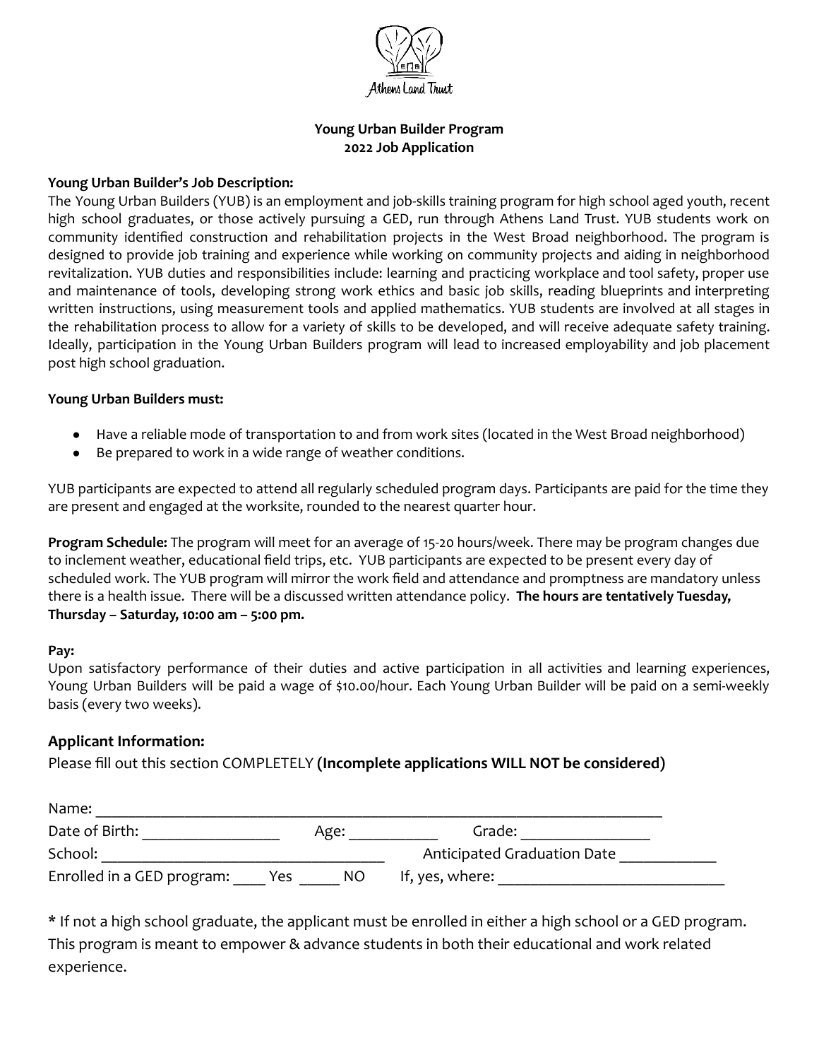Athens Land Trust

# Young Urban Builder Program
# 2022 Job Application

**Young Urban Builder's Job Description:**

The Young Urban Builders (YUB) is an employment and job-skills training program for high school aged youth, recent high school graduates, or those actively pursuing a GED, run through Athens Land Trust. YUB students work on community identified construction and rehabilitation projects in the West Broad neighborhood. The program is designed to provide job training and experience while working on community projects and aiding in neighborhood revitalization. YUB duties and responsibilities include: learning and practicing workplace and tool safety, proper use and maintenance of tools, developing strong work ethics and basic job skills, reading blueprints and interpreting written instructions, using measurement tools and applied mathematics. YUB students are involved at all stages in the rehabilitation process to allow for a variety of skills to be developed, and will receive adequate safety training. Ideally, participation in the Young Urban Builders program will lead to increased employability and job placement post high school graduation.

**Young Urban Builders must:**

- Have a reliable mode of transportation to and from work sites (located in the West Broad neighborhood)
- Be prepared to work in a wide range of weather conditions.

YUB participants are expected to attend all regularly scheduled program days. Participants are paid for the time they are present and engaged at the worksite, rounded to the nearest quarter hour.

**Program Schedule:** The program will meet for an average of 15-20 hours/week. There may be program changes due to inclement weather, educational field trips, etc. YUB participants are expected to be present every day of scheduled work. The YUB program will mirror the work field and attendance and promptness are mandatory unless there is a health issue. There will be a discussed written attendance policy. **The hours are tentatively Tuesday, Thursday – Saturday, 10:00 am – 5:00 pm.**

**Pay:**

Upon satisfactory performance of their duties and active participation in all activities and learning experiences, Young Urban Builders will be paid a wage of $10.00/hour. Each Young Urban Builder will be paid on a semi-weekly basis (every two weeks).

## Applicant Information:

Please fill out this section COMPLETELY **(Incomplete applications WILL NOT be considered)**

Name: ______________________________________________________________________

Date of Birth: _________________ Age: ___________ Grade: ________________

School: ____________________________________ Anticipated Graduation Date ____________

Enrolled in a GED program: ____ Yes _____ NO If, yes, where: ____________________________

* If not a high school graduate, the applicant must be enrolled in either a high school or a GED program. This program is meant to empower & advance students in both their educational and work related experience.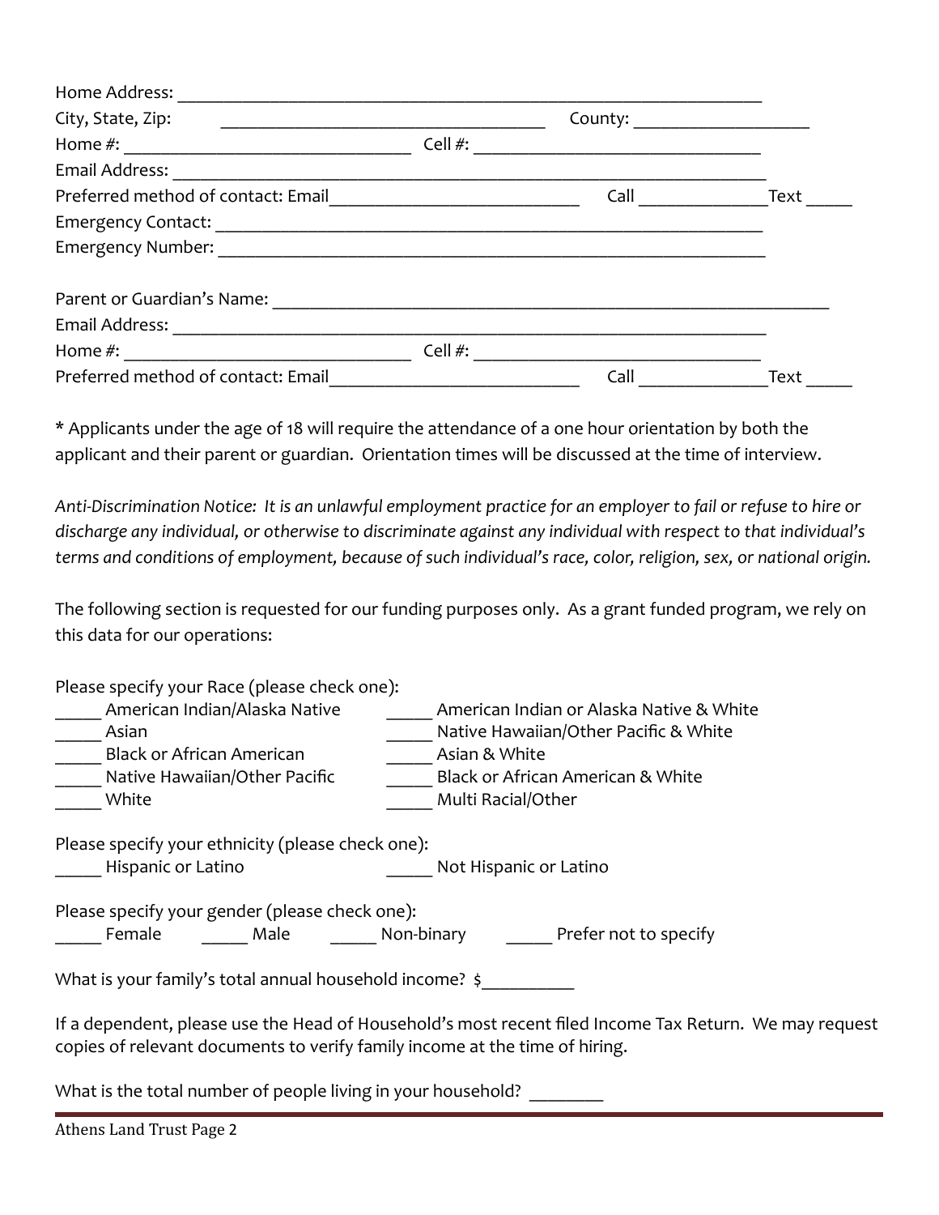Home Address: ___________________________________________________________________
City, State, Zip: ____________________________________ County: ___________________
Home #: ________________________________ Cell #: ________________________________
Email Address: ___________________________________________________________________
Preferred method of contact: Email____________________________ Call ______________Text _____
Emergency Contact: _______________________________________________________________
Emergency Number: _______________________________________________________________

Parent or Guardian's Name: ______________________________________________________________
Email Address: ___________________________________________________________________
Home #: ________________________________ Cell #: ________________________________
Preferred method of contact: Email____________________________ Call ______________Text _____

* Applicants under the age of 18 will require the attendance of a one hour orientation by both the applicant and their parent or guardian. Orientation times will be discussed at the time of interview.

*Anti-Discrimination Notice: It is an unlawful employment practice for an employer to fail or refuse to hire or discharge any individual, or otherwise to discriminate against any individual with respect to that individual's terms and conditions of employment, because of such individual's race, color, religion, sex, or national origin.*

The following section is requested for our funding purposes only. As a grant funded program, we rely on this data for our operations:

Please specify your Race (please check one):

_____ American Indian/Alaska Native
_____ Asian
_____ Black or African American
_____ Native Hawaiian/Other Pacific
_____ White
_____ American Indian or Alaska Native & White
_____ Native Hawaiian/Other Pacific & White
_____ Asian & White
_____ Black or African American & White
_____ Multi Racial/Other

Please specify your ethnicity (please check one):

_____ Hispanic or Latino _____ Not Hispanic or Latino

Please specify your gender (please check one):

_____ Female _____ Male _____ Non-binary _____ Prefer not to specify

What is your family's total annual household income? $__________

If a dependent, please use the Head of Household's most recent filed Income Tax Return. We may request copies of relevant documents to verify family income at the time of hiring.

What is the total number of people living in your household? ________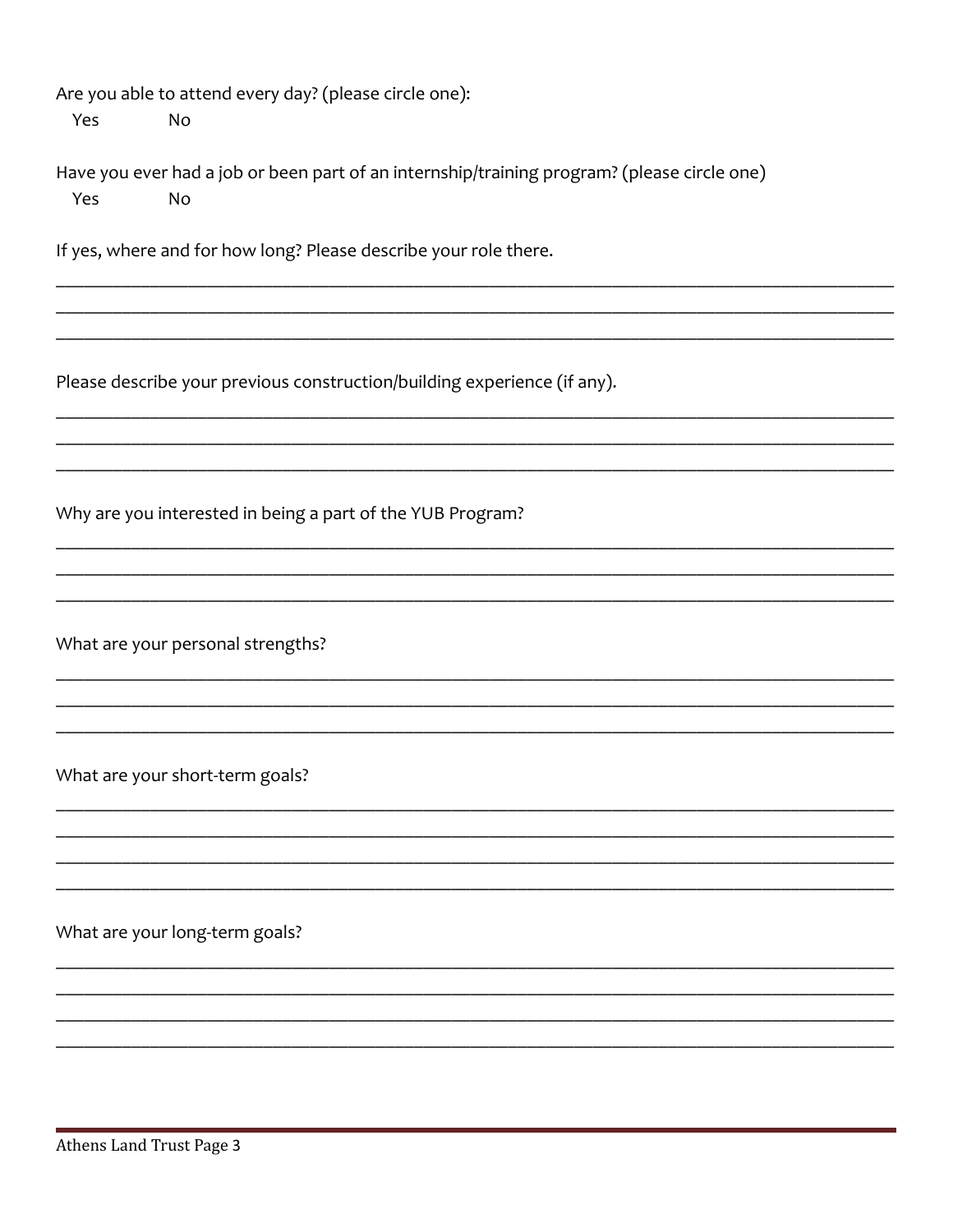Are you able to attend every day? (please circle one):

Yes    No

Have you ever had a job or been part of an internship/training program? (please circle one)

Yes    No

If yes, where and for how long? Please describe your role there.

______________________________________________________________________________

______________________________________________________________________________

______________________________________________________________________________

Please describe your previous construction/building experience (if any).

______________________________________________________________________________

______________________________________________________________________________

______________________________________________________________________________

Why are you interested in being a part of the YUB Program?

______________________________________________________________________________

______________________________________________________________________________

______________________________________________________________________________

What are your personal strengths?

______________________________________________________________________________

______________________________________________________________________________

______________________________________________________________________________

What are your short-term goals?

______________________________________________________________________________

______________________________________________________________________________

______________________________________________________________________________

______________________________________________________________________________

What are your long-term goals?

______________________________________________________________________________

______________________________________________________________________________

______________________________________________________________________________

______________________________________________________________________________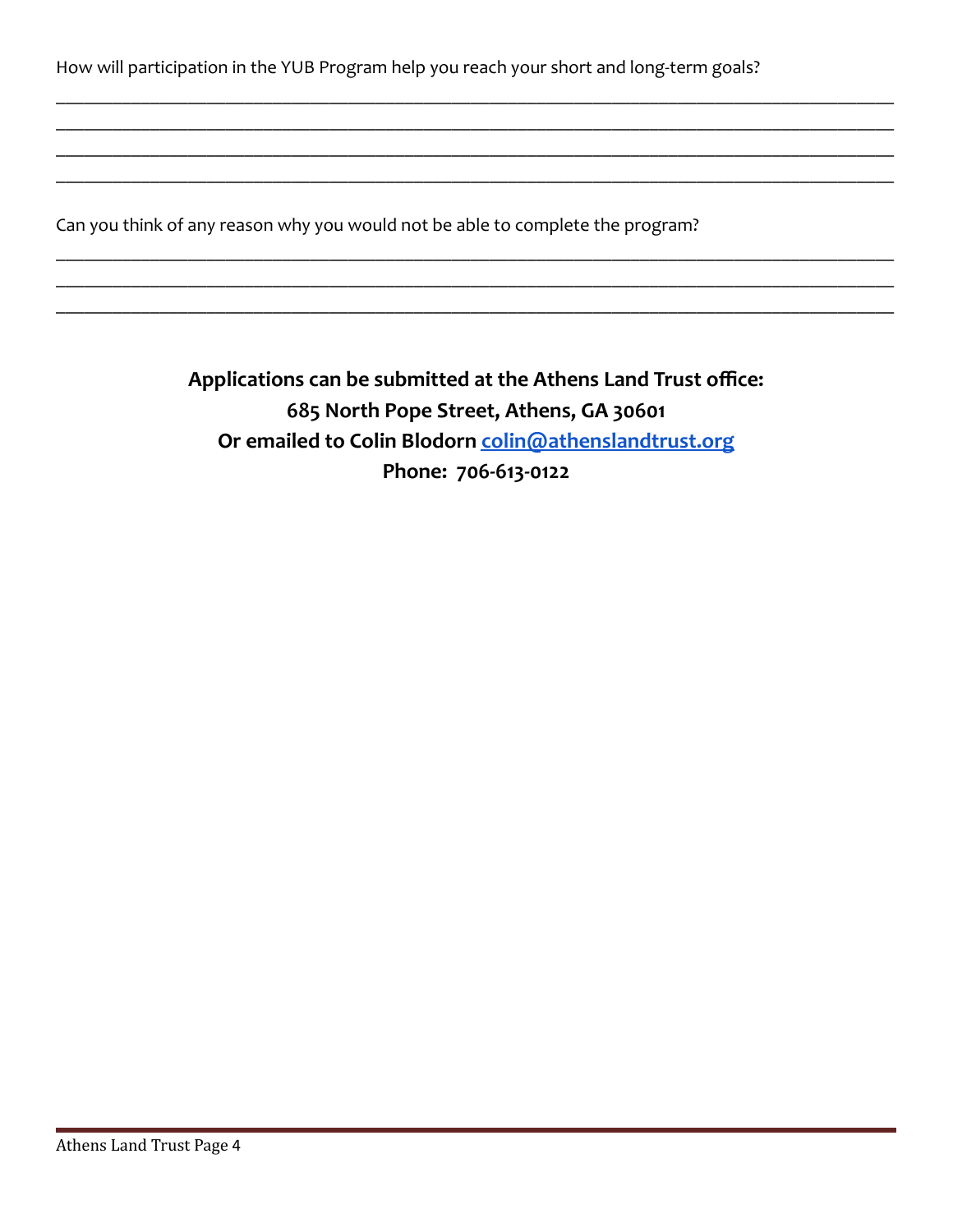How will participation in the YUB Program help you reach your short and long-term goals?

_____________________________________________________________________________________________
_____________________________________________________________________________________________
_____________________________________________________________________________________________
_____________________________________________________________________________________________

Can you think of any reason why you would not be able to complete the program?

_____________________________________________________________________________________________
_____________________________________________________________________________________________
_____________________________________________________________________________________________

**Applications can be submitted at the Athens Land Trust office:**
**685 North Pope Street, Athens, GA 30601**
**Or emailed to Colin Blodorn colin@athenslandtrust.org**
**Phone: 706-613-0122**